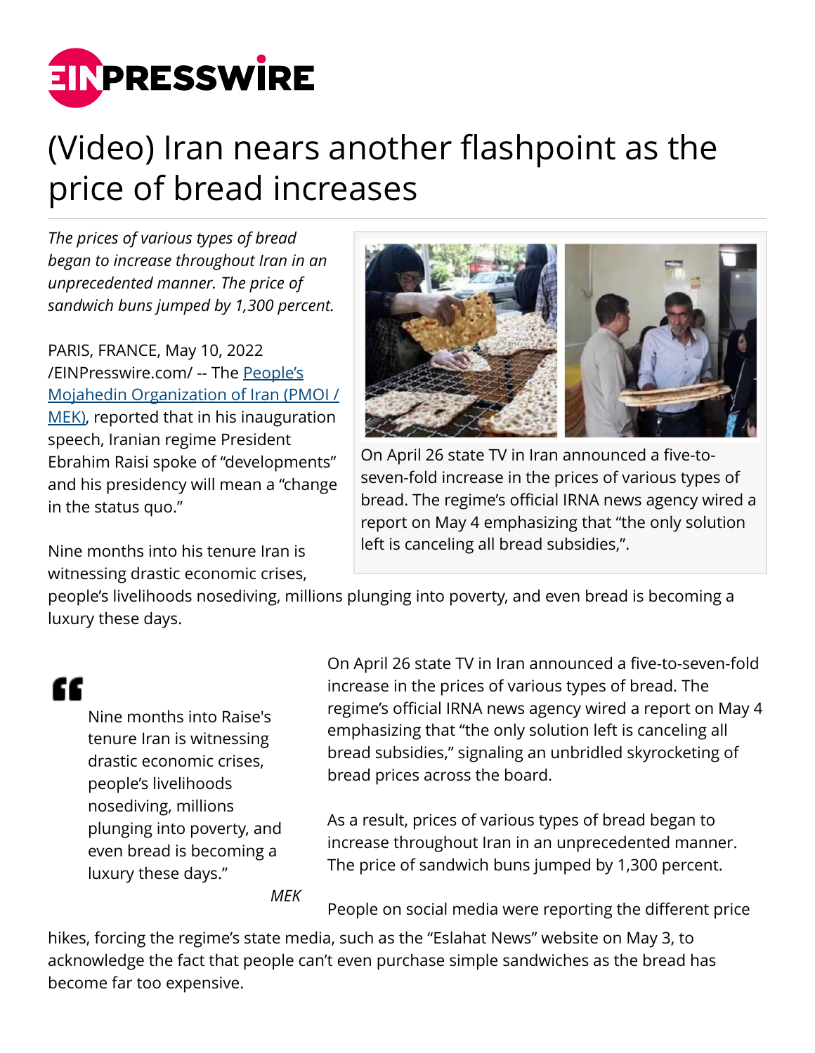# (Video) Iran nears another flashpoint as the price of bread increases

*The prices of various types of bread began to increase throughout Iran in an unprecedented manner. The price of sandwich buns jumped by 1,300 percent.*

PARIS, FRANCE, May 10, 2022 /EINPresswire.com/ -- The People's Mojahedin Organization of Iran (PMOI / MEK), reported that in his inauguration speech, Iranian regime President Ebrahim Raisi spoke of "developments" and his presidency will mean a "change in the status quo."

On April 26 state TV in Iran announced a five-to-seven-fold increase in the prices of various types of bread. The regime's official IRNA news agency wired a report on May 4 emphasizing that "the only solution left is canceling all bread subsidies,".

Nine months into his tenure Iran is witnessing drastic economic crises, people's livelihoods nosediving, millions plunging into poverty, and even bread is becoming a luxury these days.

> "Nine months into Raise's tenure Iran is witnessing drastic economic crises, people's livelihoods nosediving, millions plunging into poverty, and even bread is becoming a luxury these days."
>
> *MEK*

On April 26 state TV in Iran announced a five-to-seven-fold increase in the prices of various types of bread. The regime's official IRNA news agency wired a report on May 4 emphasizing that "the only solution left is canceling all bread subsidies," signaling an unbridled skyrocketing of bread prices across the board.

As a result, prices of various types of bread began to increase throughout Iran in an unprecedented manner. The price of sandwich buns jumped by 1,300 percent.

People on social media were reporting the different price hikes, forcing the regime's state media, such as the "Eslahat News" website on May 3, to acknowledge the fact that people can't even purchase simple sandwiches as the bread has become far too expensive.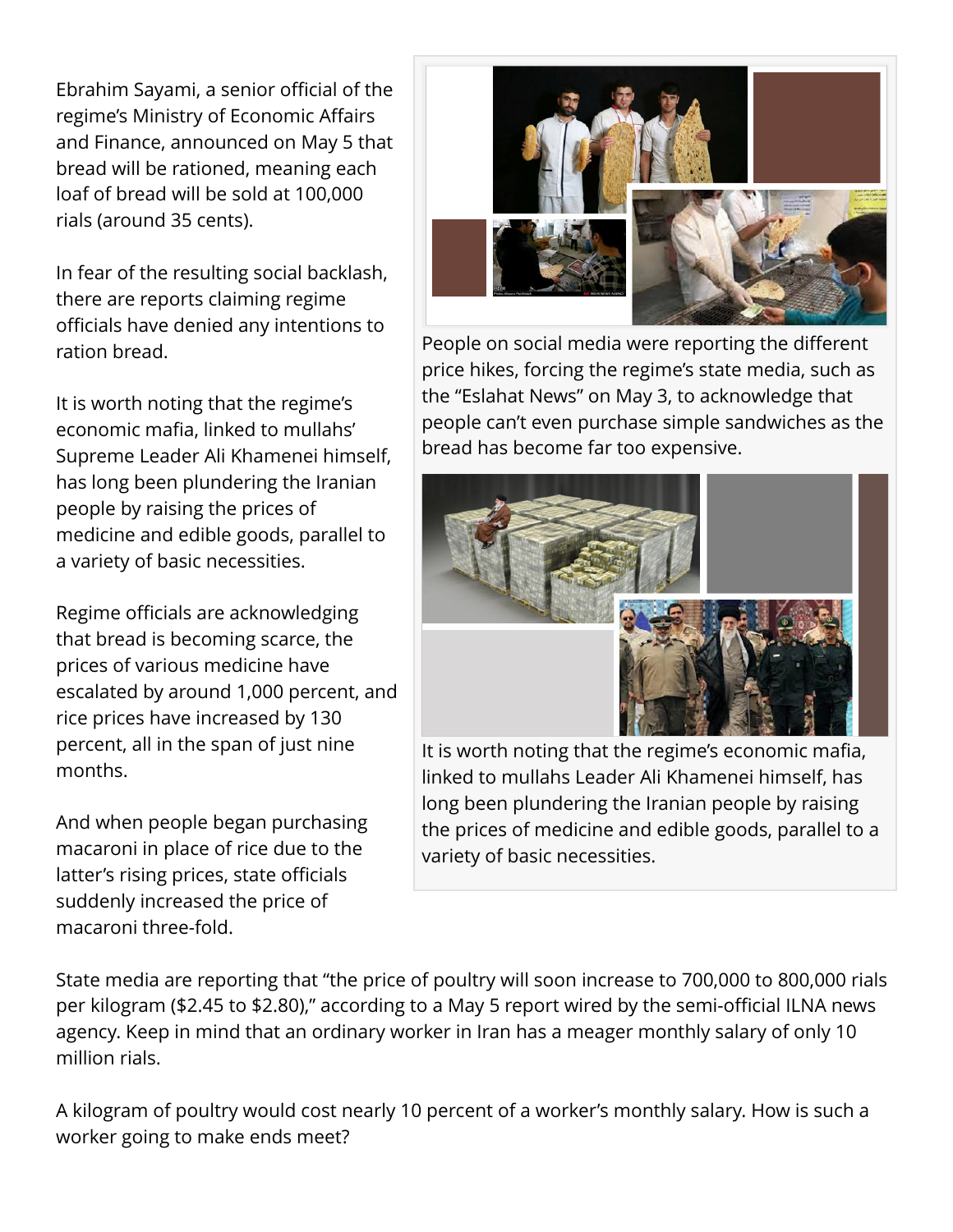Ebrahim Sayami, a senior official of the regime's Ministry of Economic Affairs and Finance, announced on May 5 that bread will be rationed, meaning each loaf of bread will be sold at 100,000 rials (around 35 cents).

In fear of the resulting social backlash, there are reports claiming regime officials have denied any intentions to ration bread.

It is worth noting that the regime's economic mafia, linked to mullahs' Supreme Leader Ali Khamenei himself, has long been plundering the Iranian people by raising the prices of medicine and edible goods, parallel to a variety of basic necessities.

Regime officials are acknowledging that bread is becoming scarce, the prices of various medicine have escalated by around 1,000 percent, and rice prices have increased by 130 percent, all in the span of just nine months.

And when people began purchasing macaroni in place of rice due to the latter's rising prices, state officials suddenly increased the price of macaroni three-fold.

People on social media were reporting the different price hikes, forcing the regime's state media, such as the "Eslahat News" on May 3, to acknowledge that people can't even purchase simple sandwiches as the bread has become far too expensive.

It is worth noting that the regime's economic mafia, linked to mullahs Leader Ali Khamenei himself, has long been plundering the Iranian people by raising the prices of medicine and edible goods, parallel to a variety of basic necessities.

State media are reporting that "the price of poultry will soon increase to 700,000 to 800,000 rials per kilogram ($2.45 to $2.80)," according to a May 5 report wired by the semi-official ILNA news agency. Keep in mind that an ordinary worker in Iran has a meager monthly salary of only 10 million rials.

A kilogram of poultry would cost nearly 10 percent of a worker's monthly salary. How is such a worker going to make ends meet?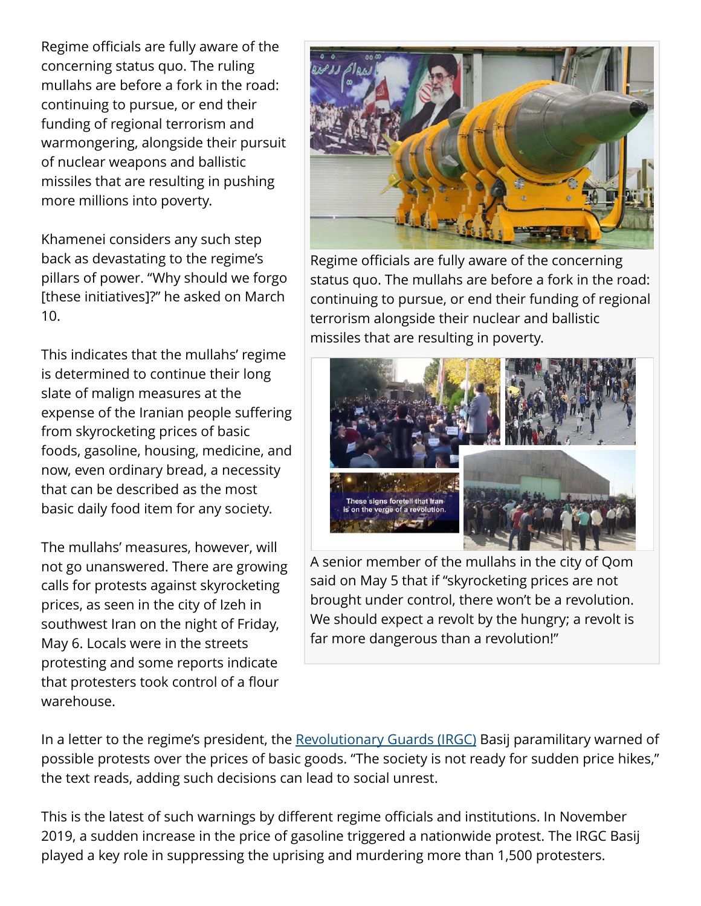Regime officials are fully aware of the concerning status quo. The ruling mullahs are before a fork in the road: continuing to pursue, or end their funding of regional terrorism and warmongering, alongside their pursuit of nuclear weapons and ballistic missiles that are resulting in pushing more millions into poverty.

Khamenei considers any such step back as devastating to the regime's pillars of power. "Why should we forgo [these initiatives]?" he asked on March 10.

This indicates that the mullahs' regime is determined to continue their long slate of malign measures at the expense of the Iranian people suffering from skyrocketing prices of basic foods, gasoline, housing, medicine, and now, even ordinary bread, a necessity that can be described as the most basic daily food item for any society.

The mullahs' measures, however, will not go unanswered. There are growing calls for protests against skyrocketing prices, as seen in the city of Izeh in southwest Iran on the night of Friday, May 6. Locals were in the streets protesting and some reports indicate that protesters took control of a flour warehouse.

Regime officials are fully aware of the concerning status quo. The mullahs are before a fork in the road: continuing to pursue, or end their funding of regional terrorism alongside their nuclear and ballistic missiles that are resulting in poverty.

A senior member of the mullahs in the city of Qom said on May 5 that if "skyrocketing prices are not brought under control, there won't be a revolution. We should expect a revolt by the hungry; a revolt is far more dangerous than a revolution!"

In a letter to the regime's president, the [Revolutionary Guards (IRGC)] Basij paramilitary warned of possible protests over the prices of basic goods. "The society is not ready for sudden price hikes," the text reads, adding such decisions can lead to social unrest.

This is the latest of such warnings by different regime officials and institutions. In November 2019, a sudden increase in the price of gasoline triggered a nationwide protest. The IRGC Basij played a key role in suppressing the uprising and murdering more than 1,500 protesters.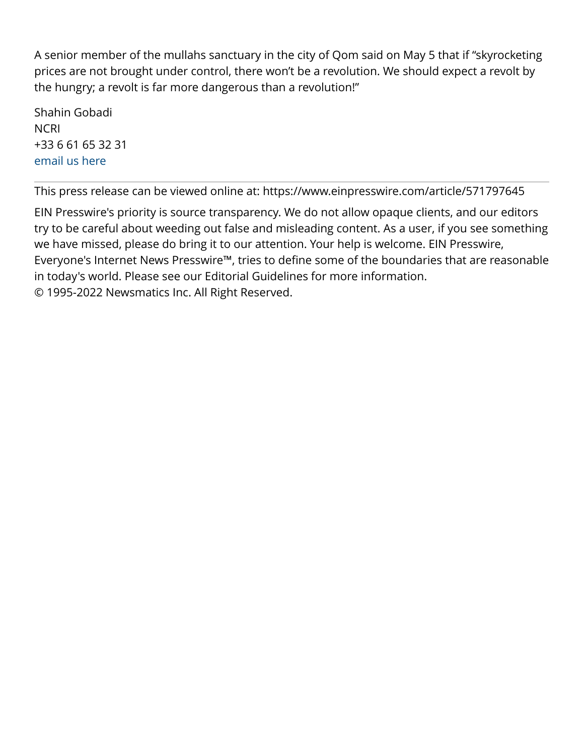A senior member of the mullahs sanctuary in the city of Qom said on May 5 that if "skyrocketing prices are not brought under control, there won't be a revolution. We should expect a revolt by the hungry; a revolt is far more dangerous than a revolution!"

Shahin Gobadi
NCRI
+33 6 61 65 32 31
email us here

---

This press release can be viewed online at: https://www.einpresswire.com/article/571797645

EIN Presswire's priority is source transparency. We do not allow opaque clients, and our editors try to be careful about weeding out false and misleading content. As a user, if you see something we have missed, please do bring it to our attention. Your help is welcome. EIN Presswire, Everyone's Internet News Presswire™, tries to define some of the boundaries that are reasonable in today's world. Please see our Editorial Guidelines for more information.
© 1995-2022 Newsmatics Inc. All Right Reserved.